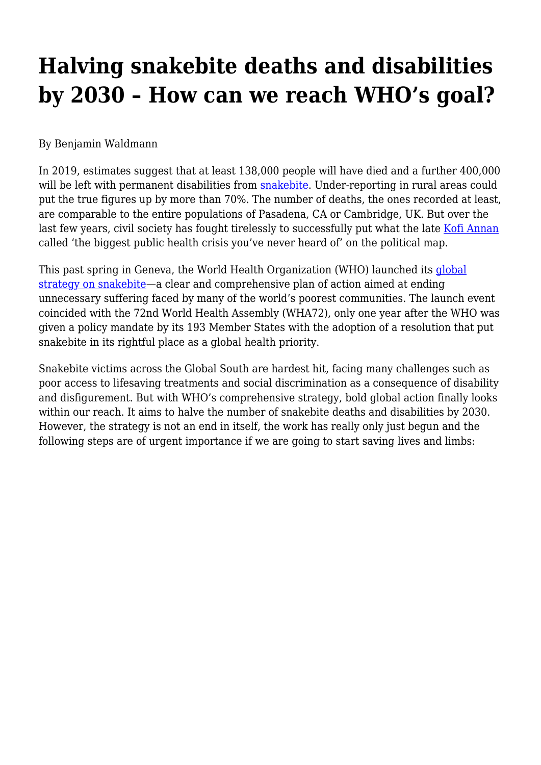# Halving snakebite deaths and disabilities by 2030 – How can we reach WHO's goal?

By Benjamin Waldmann

In 2019, estimates suggest that at least 138,000 people will have died and a further 400,000 will be left with permanent disabilities from snakebite. Under-reporting in rural areas could put the true figures up by more than 70%. The number of deaths, the ones recorded at least, are comparable to the entire populations of Pasadena, CA or Cambridge, UK. But over the last few years, civil society has fought tirelessly to successfully put what the late Kofi Annan called 'the biggest public health crisis you've never heard of' on the political map.

This past spring in Geneva, the World Health Organization (WHO) launched its global strategy on snakebite—a clear and comprehensive plan of action aimed at ending unnecessary suffering faced by many of the world's poorest communities. The launch event coincided with the 72nd World Health Assembly (WHA72), only one year after the WHO was given a policy mandate by its 193 Member States with the adoption of a resolution that put snakebite in its rightful place as a global health priority.

Snakebite victims across the Global South are hardest hit, facing many challenges such as poor access to lifesaving treatments and social discrimination as a consequence of disability and disfigurement. But with WHO's comprehensive strategy, bold global action finally looks within our reach. It aims to halve the number of snakebite deaths and disabilities by 2030. However, the strategy is not an end in itself, the work has really only just begun and the following steps are of urgent importance if we are going to start saving lives and limbs: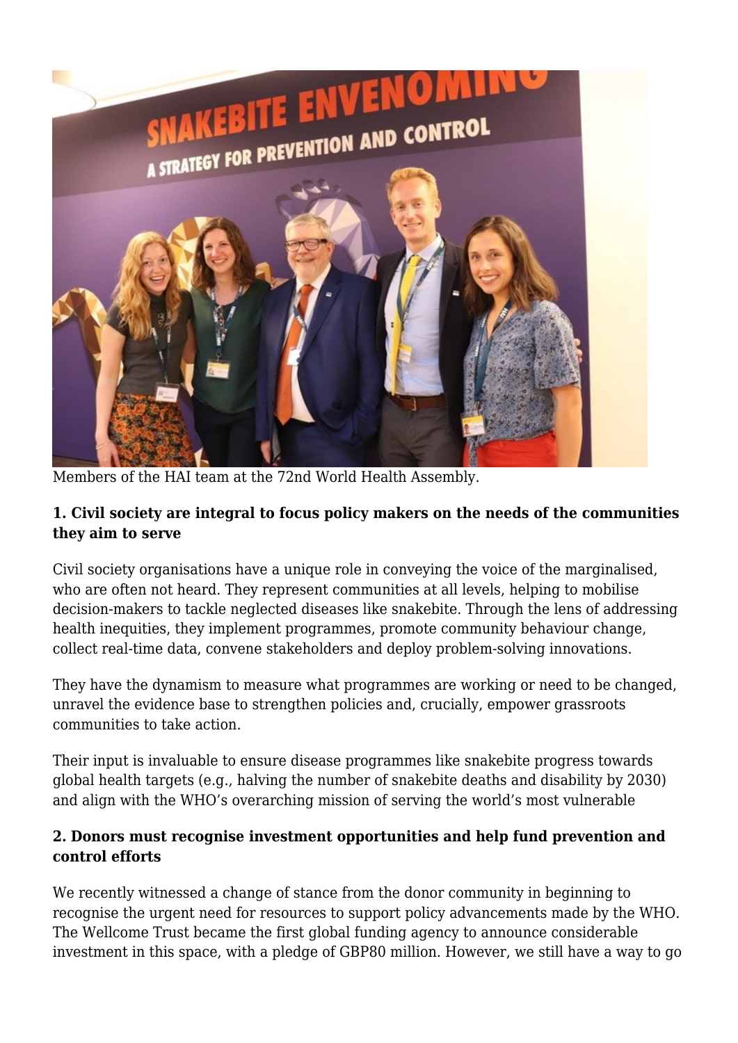Members of the HAI team at the 72nd World Health Assembly.

**1. Civil society are integral to focus policy makers on the needs of the communities they aim to serve**

Civil society organisations have a unique role in conveying the voice of the marginalised, who are often not heard. They represent communities at all levels, helping to mobilise decision-makers to tackle neglected diseases like snakebite. Through the lens of addressing health inequities, they implement programmes, promote community behaviour change, collect real-time data, convene stakeholders and deploy problem-solving innovations.

They have the dynamism to measure what programmes are working or need to be changed, unravel the evidence base to strengthen policies and, crucially, empower grassroots communities to take action.

Their input is invaluable to ensure disease programmes like snakebite progress towards global health targets (e.g., halving the number of snakebite deaths and disability by 2030) and align with the WHO's overarching mission of serving the world's most vulnerable

**2. Donors must recognise investment opportunities and help fund prevention and control efforts**

We recently witnessed a change of stance from the donor community in beginning to recognise the urgent need for resources to support policy advancements made by the WHO. The Wellcome Trust became the first global funding agency to announce considerable investment in this space, with a pledge of GBP80 million. However, we still have a way to go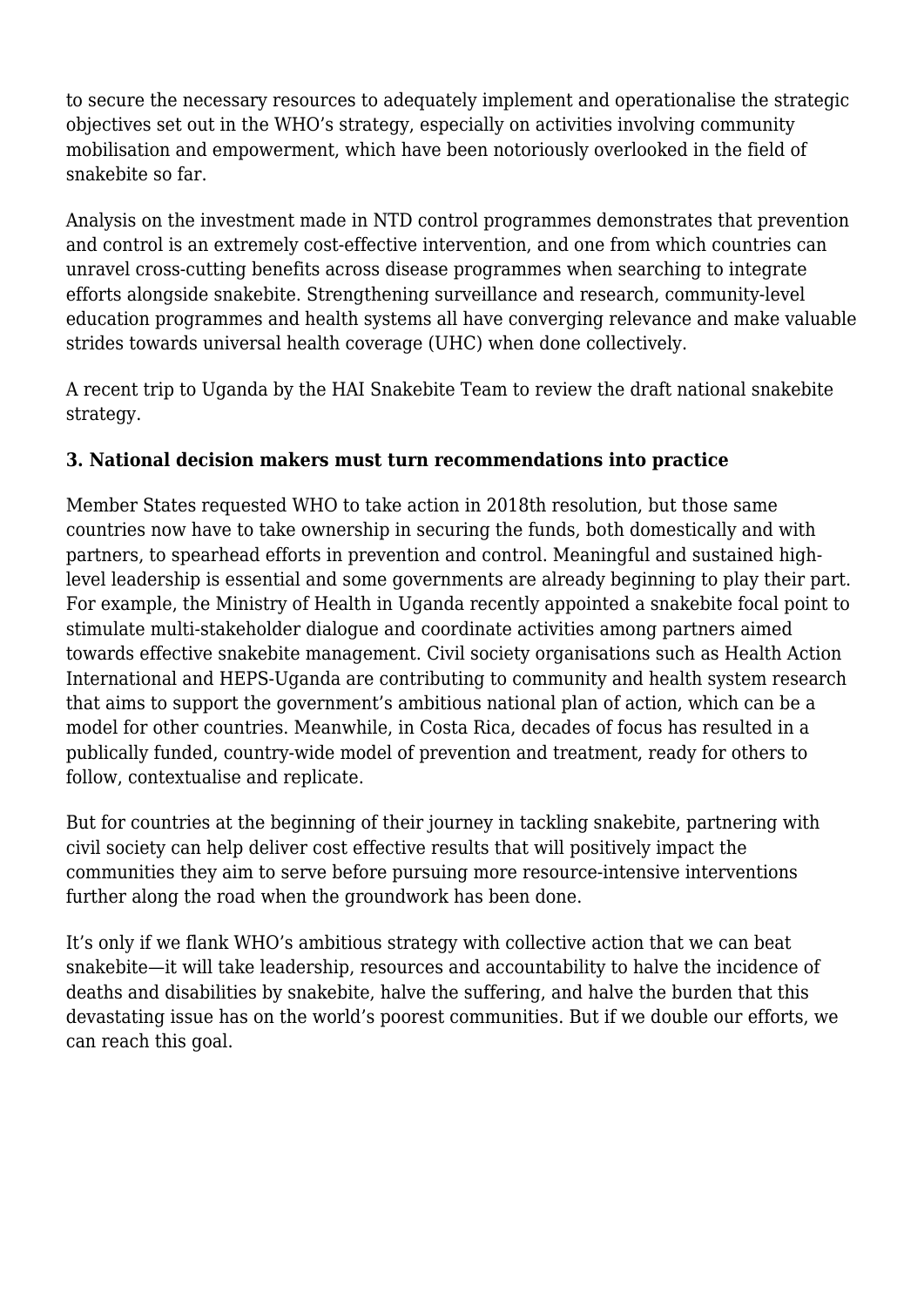to secure the necessary resources to adequately implement and operationalise the strategic objectives set out in the WHO's strategy, especially on activities involving community mobilisation and empowerment, which have been notoriously overlooked in the field of snakebite so far.

Analysis on the investment made in NTD control programmes demonstrates that prevention and control is an extremely cost-effective intervention, and one from which countries can unravel cross-cutting benefits across disease programmes when searching to integrate efforts alongside snakebite. Strengthening surveillance and research, community-level education programmes and health systems all have converging relevance and make valuable strides towards universal health coverage (UHC) when done collectively.

A recent trip to Uganda by the HAI Snakebite Team to review the draft national snakebite strategy.

### 3. National decision makers must turn recommendations into practice

Member States requested WHO to take action in 2018th resolution, but those same countries now have to take ownership in securing the funds, both domestically and with partners, to spearhead efforts in prevention and control. Meaningful and sustained high-level leadership is essential and some governments are already beginning to play their part. For example, the Ministry of Health in Uganda recently appointed a snakebite focal point to stimulate multi-stakeholder dialogue and coordinate activities among partners aimed towards effective snakebite management. Civil society organisations such as Health Action International and HEPS-Uganda are contributing to community and health system research that aims to support the government's ambitious national plan of action, which can be a model for other countries. Meanwhile, in Costa Rica, decades of focus has resulted in a publically funded, country-wide model of prevention and treatment, ready for others to follow, contextualise and replicate.

But for countries at the beginning of their journey in tackling snakebite, partnering with civil society can help deliver cost effective results that will positively impact the communities they aim to serve before pursuing more resource-intensive interventions further along the road when the groundwork has been done.

It's only if we flank WHO's ambitious strategy with collective action that we can beat snakebite—it will take leadership, resources and accountability to halve the incidence of deaths and disabilities by snakebite, halve the suffering, and halve the burden that this devastating issue has on the world's poorest communities. But if we double our efforts, we can reach this goal.